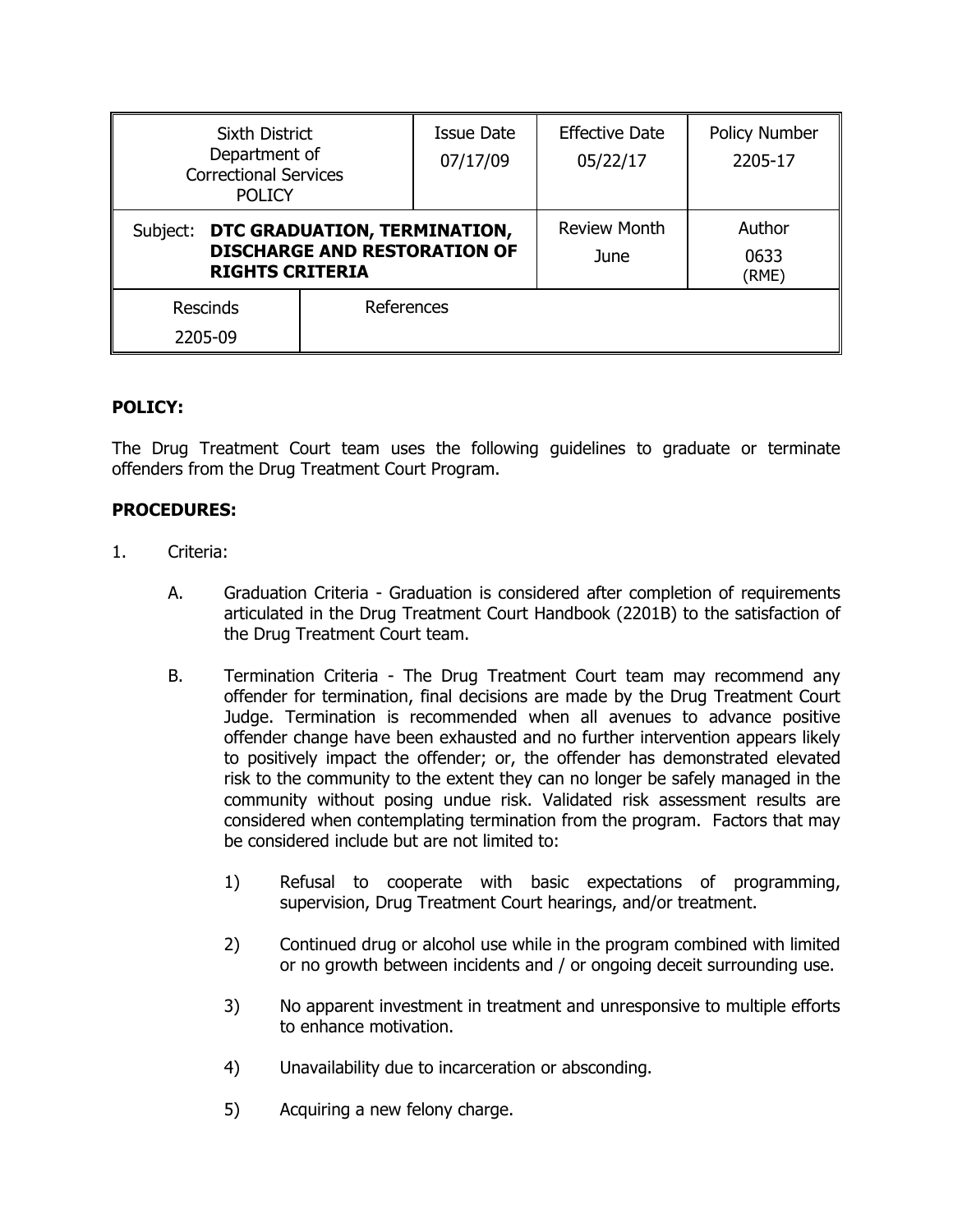| Sixth District Department of Correctional Services POLICY | | Issue Date 07/17/09 | Effective Date 05/22/17 | Policy Number 2205-17 |
|---|---|---|---|---|
| Subject: **DTC GRADUATION, TERMINATION, DISCHARGE AND RESTORATION OF RIGHTS CRITERIA** | | | Review Month June | Author 0633 (RME) |
| Rescinds 2205-09 | References | | | |

**POLICY:**

The Drug Treatment Court team uses the following guidelines to graduate or terminate offenders from the Drug Treatment Court Program.

**PROCEDURES:**

1. Criteria:

   A. Graduation Criteria - Graduation is considered after completion of requirements articulated in the Drug Treatment Court Handbook (2201B) to the satisfaction of the Drug Treatment Court team.

   B. Termination Criteria - The Drug Treatment Court team may recommend any offender for termination, final decisions are made by the Drug Treatment Court Judge. Termination is recommended when all avenues to advance positive offender change have been exhausted and no further intervention appears likely to positively impact the offender; or, the offender has demonstrated elevated risk to the community to the extent they can no longer be safely managed in the community without posing undue risk. Validated risk assessment results are considered when contemplating termination from the program. Factors that may be considered include but are not limited to:

      1) Refusal to cooperate with basic expectations of programming, supervision, Drug Treatment Court hearings, and/or treatment.

      2) Continued drug or alcohol use while in the program combined with limited or no growth between incidents and / or ongoing deceit surrounding use.

      3) No apparent investment in treatment and unresponsive to multiple efforts to enhance motivation.

      4) Unavailability due to incarceration or absconding.

      5) Acquiring a new felony charge.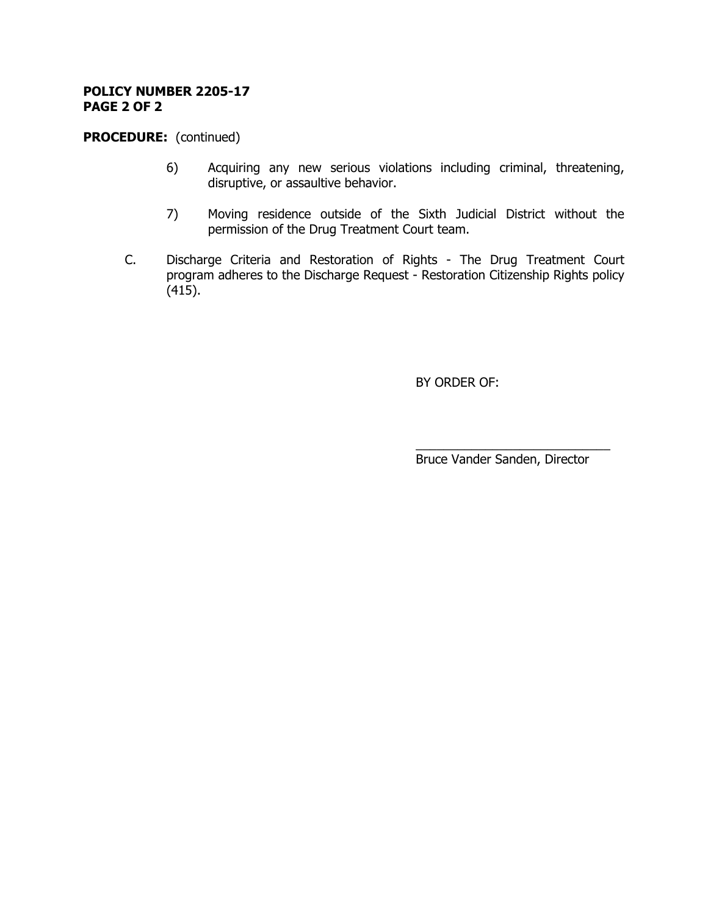**POLICY NUMBER 2205-17**

**PROCEDURE:** (continued)

6) Acquiring any new serious violations including criminal, threatening, disruptive, or assaultive behavior.

7) Moving residence outside of the Sixth Judicial District without the permission of the Drug Treatment Court team.

C. Discharge Criteria and Restoration of Rights - The Drug Treatment Court program adheres to the Discharge Request - Restoration Citizenship Rights policy (415).

BY ORDER OF:

_____________________________

Bruce Vander Sanden, Director